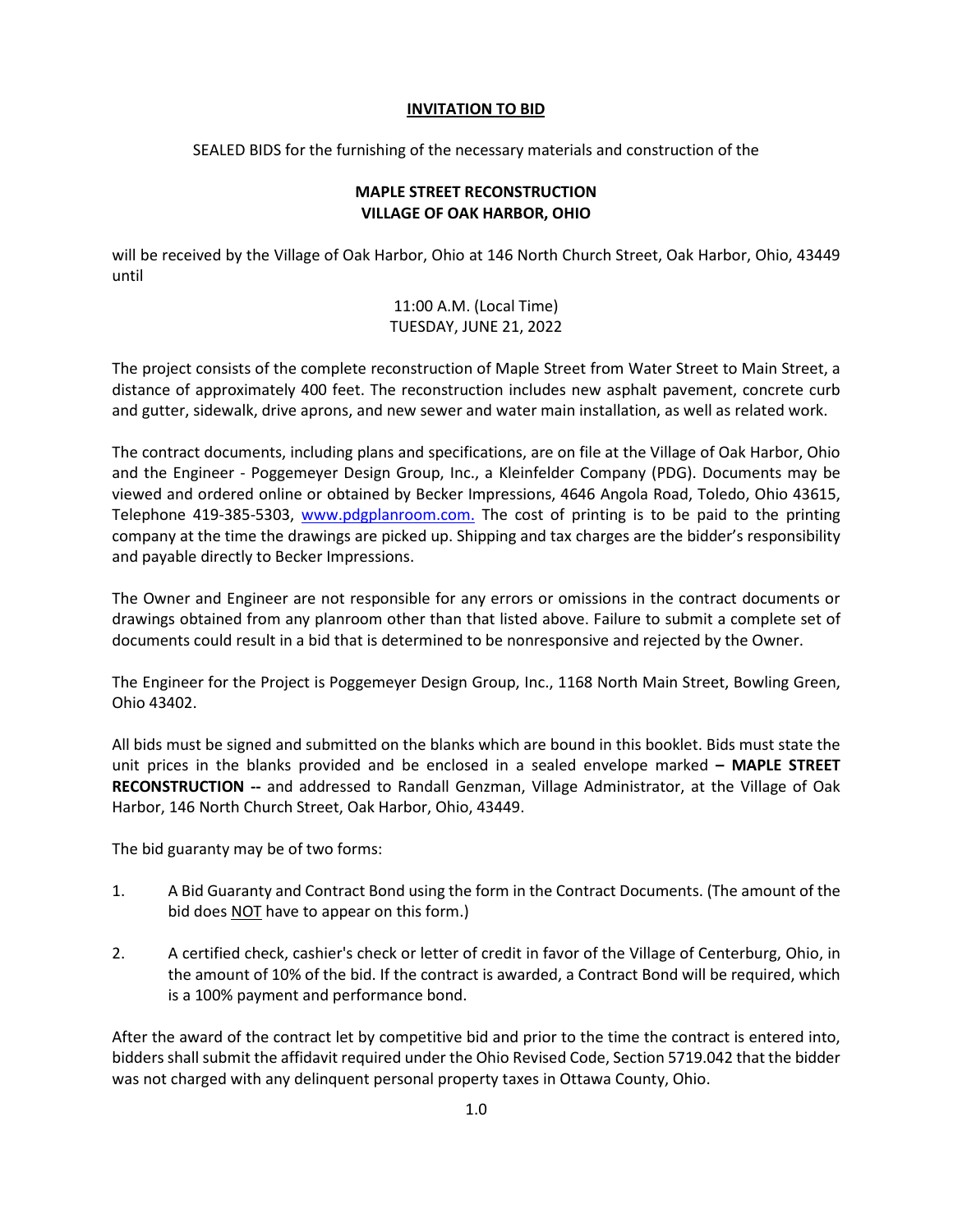# INVITATION TO BID

SEALED BIDS for the furnishing of the necessary materials and construction of the

**MAPLE STREET RECONSTRUCTION**
**VILLAGE OF OAK HARBOR, OHIO**

will be received by the Village of Oak Harbor, Ohio at 146 North Church Street, Oak Harbor, Ohio, 43449 until

11:00 A.M. (Local Time)
TUESDAY, JUNE 21, 2022

The project consists of the complete reconstruction of Maple Street from Water Street to Main Street, a distance of approximately 400 feet. The reconstruction includes new asphalt pavement, concrete curb and gutter, sidewalk, drive aprons, and new sewer and water main installation, as well as related work.

The contract documents, including plans and specifications, are on file at the Village of Oak Harbor, Ohio and the Engineer - Poggemeyer Design Group, Inc., a Kleinfelder Company (PDG). Documents may be viewed and ordered online or obtained by Becker Impressions, 4646 Angola Road, Toledo, Ohio 43615, Telephone 419-385-5303, www.pdgplanroom.com. The cost of printing is to be paid to the printing company at the time the drawings are picked up. Shipping and tax charges are the bidder's responsibility and payable directly to Becker Impressions.

The Owner and Engineer are not responsible for any errors or omissions in the contract documents or drawings obtained from any planroom other than that listed above. Failure to submit a complete set of documents could result in a bid that is determined to be nonresponsive and rejected by the Owner.

The Engineer for the Project is Poggemeyer Design Group, Inc., 1168 North Main Street, Bowling Green, Ohio 43402.

All bids must be signed and submitted on the blanks which are bound in this booklet. Bids must state the unit prices in the blanks provided and be enclosed in a sealed envelope marked **– MAPLE STREET RECONSTRUCTION --** and addressed to Randall Genzman, Village Administrator, at the Village of Oak Harbor, 146 North Church Street, Oak Harbor, Ohio, 43449.

The bid guaranty may be of two forms:

1. A Bid Guaranty and Contract Bond using the form in the Contract Documents. (The amount of the bid does NOT have to appear on this form.)

2. A certified check, cashier's check or letter of credit in favor of the Village of Centerburg, Ohio, in the amount of 10% of the bid. If the contract is awarded, a Contract Bond will be required, which is a 100% payment and performance bond.

After the award of the contract let by competitive bid and prior to the time the contract is entered into, bidders shall submit the affidavit required under the Ohio Revised Code, Section 5719.042 that the bidder was not charged with any delinquent personal property taxes in Ottawa County, Ohio.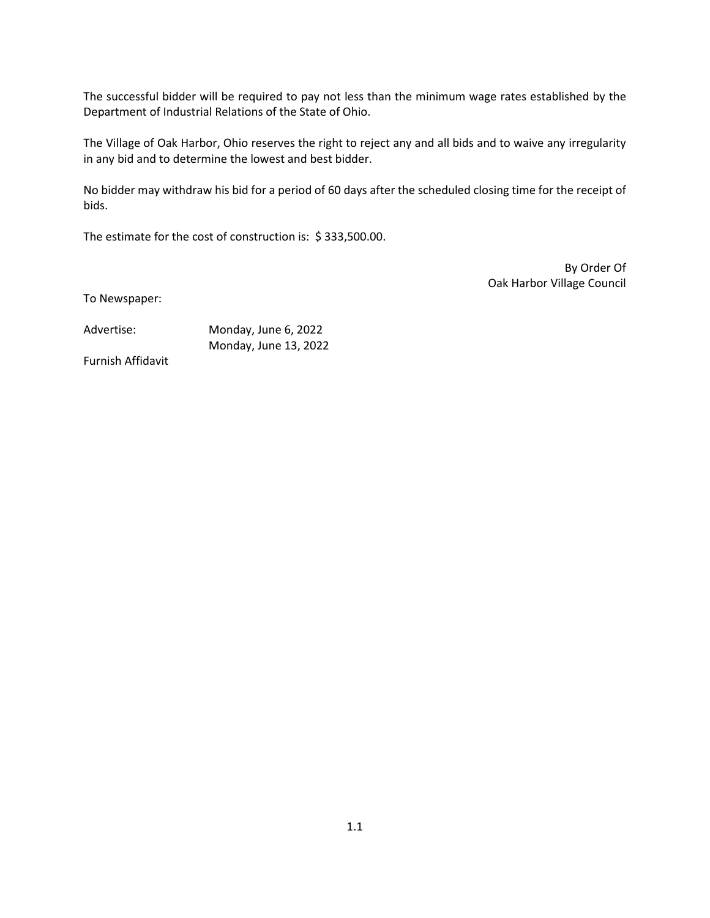The successful bidder will be required to pay not less than the minimum wage rates established by the Department of Industrial Relations of the State of Ohio.

The Village of Oak Harbor, Ohio reserves the right to reject any and all bids and to waive any irregularity in any bid and to determine the lowest and best bidder.

No bidder may withdraw his bid for a period of 60 days after the scheduled closing time for the receipt of bids.

The estimate for the cost of construction is: $ 333,500.00.

By Order Of
Oak Harbor Village Council

To Newspaper:

Advertise: Monday, June 6, 2022
Monday, June 13, 2022

Furnish Affidavit